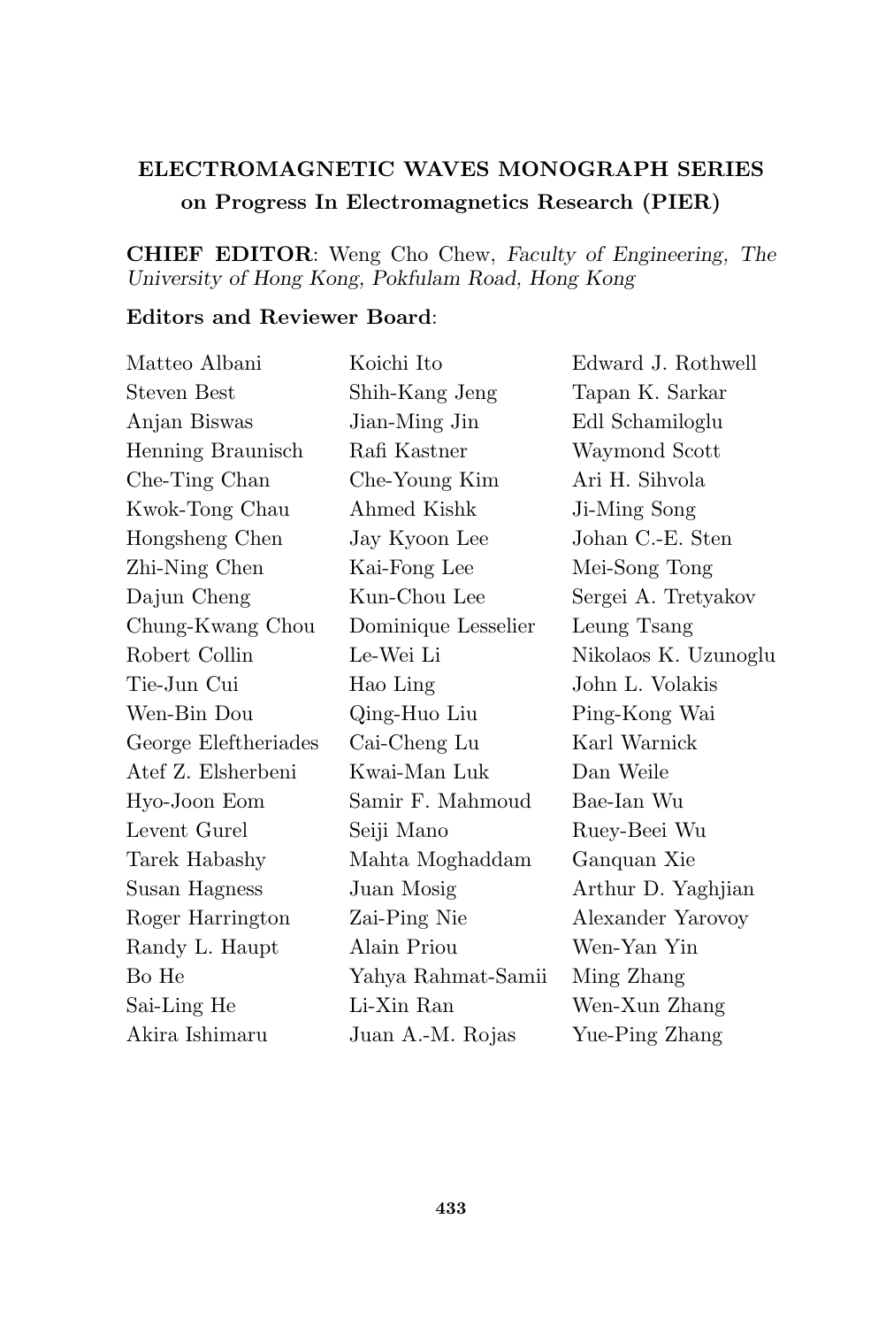**ELECTROMAGNETIC WAVES MONOGRAPH SERIES**
**on Progress In Electromagnetics Research (PIER)**

**CHIEF EDITOR**: Weng Cho Chew, *Faculty of Engineering, The University of Hong Kong, Pokfulam Road, Hong Kong*

**Editors and Reviewer Board**:

Matteo Albani
Steven Best
Anjan Biswas
Henning Braunisch
Che-Ting Chan
Kwok-Tong Chau
Hongsheng Chen
Zhi-Ning Chen
Dajun Cheng
Chung-Kwang Chou
Robert Collin
Tie-Jun Cui
Wen-Bin Dou
George Eleftheriades
Atef Z. Elsherbeni
Hyo-Joon Eom
Levent Gurel
Tarek Habashy
Susan Hagness
Roger Harrington
Randy L. Haupt
Bo He
Sai-Ling He
Akira Ishimaru
Koichi Ito
Shih-Kang Jeng
Jian-Ming Jin
Rafi Kastner
Che-Young Kim
Ahmed Kishk
Jay Kyoon Lee
Kai-Fong Lee
Kun-Chou Lee
Dominique Lesselier
Le-Wei Li
Hao Ling
Qing-Huo Liu
Cai-Cheng Lu
Kwai-Man Luk
Samir F. Mahmoud
Seiji Mano
Mahta Moghaddam
Juan Mosig
Zai-Ping Nie
Alain Priou
Yahya Rahmat-Samii
Li-Xin Ran
Juan A.-M. Rojas
Edward J. Rothwell
Tapan K. Sarkar
Edl Schamiloglu
Waymond Scott
Ari H. Sihvola
Ji-Ming Song
Johan C.-E. Sten
Mei-Song Tong
Sergei A. Tretyakov
Leung Tsang
Nikolaos K. Uzunoglu
John L. Volakis
Ping-Kong Wai
Karl Warnick
Dan Weile
Bae-Ian Wu
Ruey-Beei Wu
Ganquan Xie
Arthur D. Yaghjian
Alexander Yarovoy
Wen-Yan Yin
Ming Zhang
Wen-Xun Zhang
Yue-Ping Zhang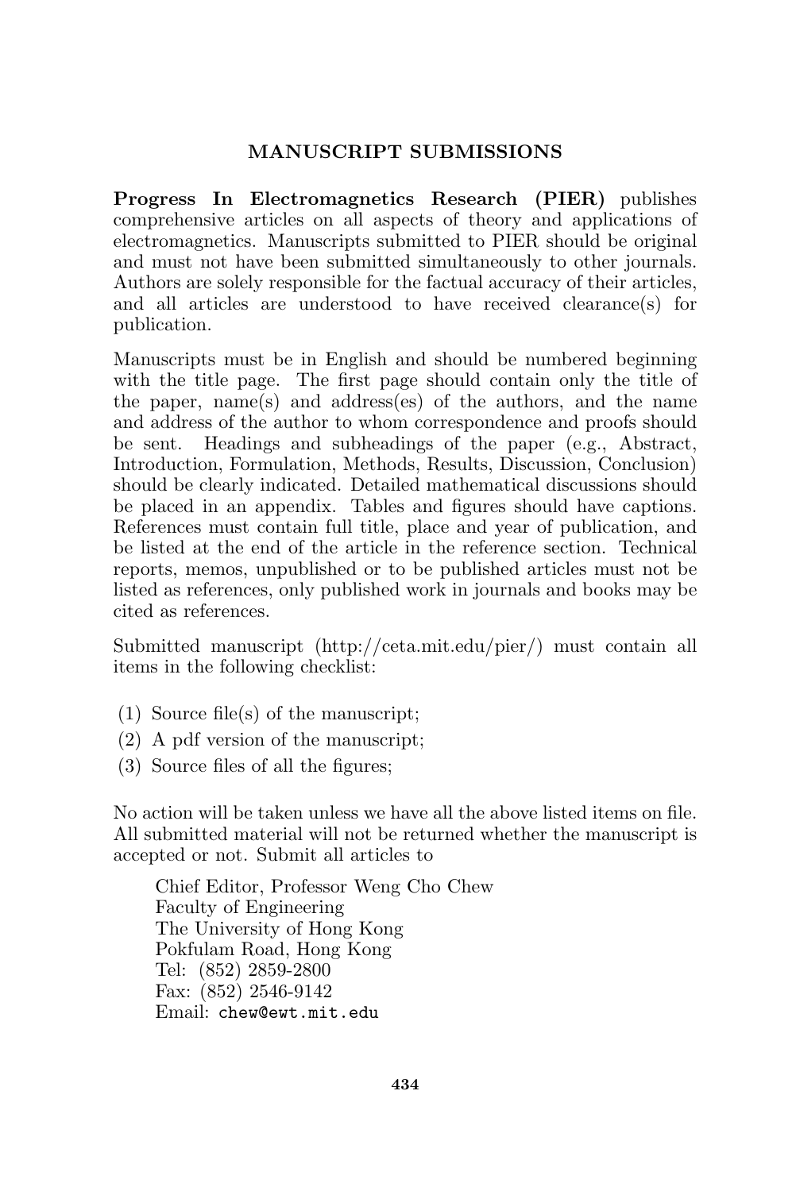## MANUSCRIPT SUBMISSIONS

**Progress In Electromagnetics Research (PIER)** publishes comprehensive articles on all aspects of theory and applications of electromagnetics. Manuscripts submitted to PIER should be original and must not have been submitted simultaneously to other journals. Authors are solely responsible for the factual accuracy of their articles, and all articles are understood to have received clearance(s) for publication.

Manuscripts must be in English and should be numbered beginning with the title page. The first page should contain only the title of the paper, name(s) and address(es) of the authors, and the name and address of the author to whom correspondence and proofs should be sent. Headings and subheadings of the paper (e.g., Abstract, Introduction, Formulation, Methods, Results, Discussion, Conclusion) should be clearly indicated. Detailed mathematical discussions should be placed in an appendix. Tables and figures should have captions. References must contain full title, place and year of publication, and be listed at the end of the article in the reference section. Technical reports, memos, unpublished or to be published articles must not be listed as references, only published work in journals and books may be cited as references.

Submitted manuscript (http://ceta.mit.edu/pier/) must contain all items in the following checklist:

(1) Source file(s) of the manuscript;
(2) A pdf version of the manuscript;
(3) Source files of all the figures;

No action will be taken unless we have all the above listed items on file. All submitted material will not be returned whether the manuscript is accepted or not. Submit all articles to

Chief Editor, Professor Weng Cho Chew
Faculty of Engineering
The University of Hong Kong
Pokfulam Road, Hong Kong
Tel: (852) 2859-2800
Fax: (852) 2546-9142
Email: chew@ewt.mit.edu